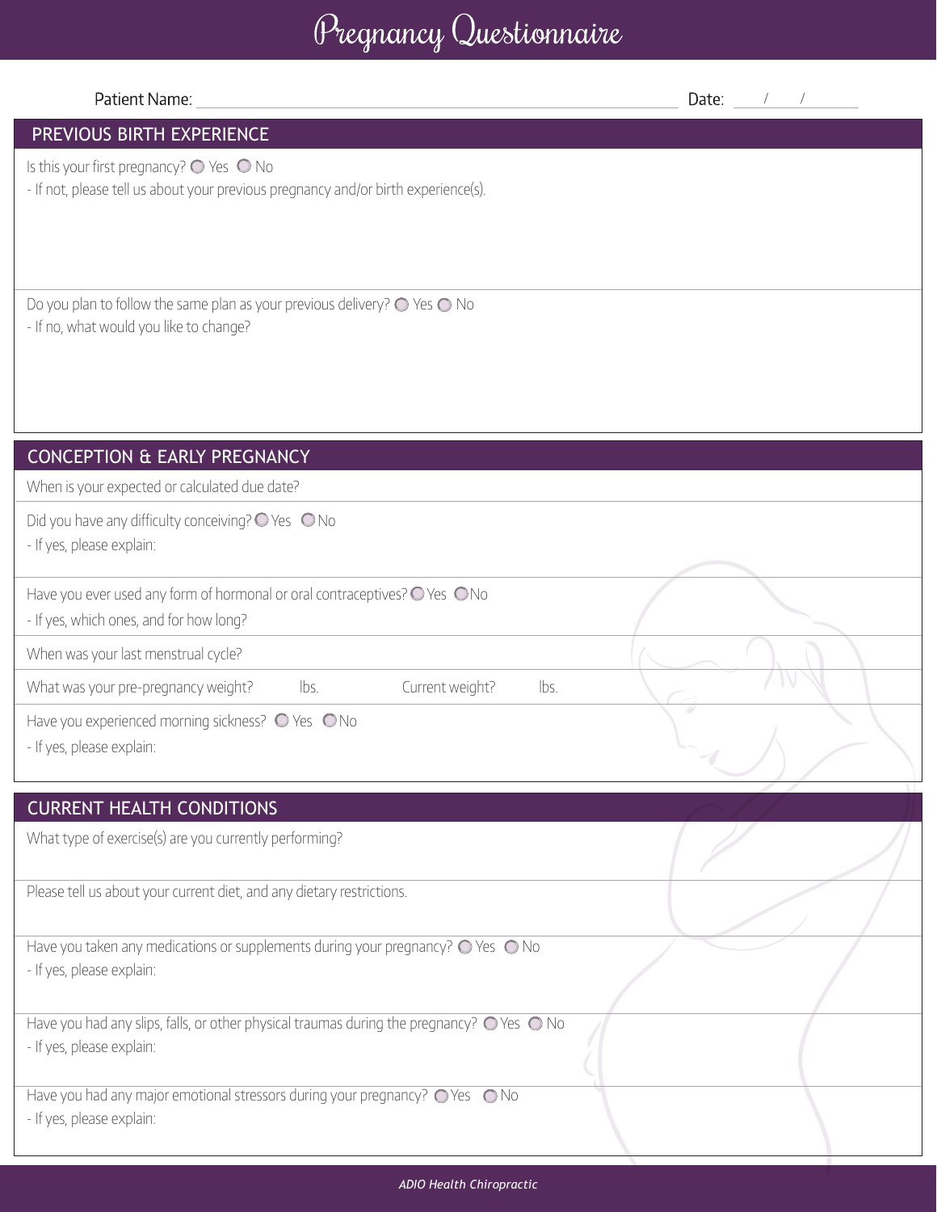# Pregnancy Questionnaire

Patient Name: ______________________________ Date: ___/___/______

## PREVIOUS BIRTH EXPERIENCE

Is this your first pregnancy? ○ Yes ○ No

- If not, please tell us about your previous pregnancy and/or birth experience(s).

Do you plan to follow the same plan as your previous delivery? ○ Yes ○ No

- If no, what would you like to change?

## CONCEPTION & EARLY PREGNANCY

When is your expected or calculated due date?

Did you have any difficulty conceiving? ○ Yes ○ No

- If yes, please explain:

Have you ever used any form of hormonal or oral contraceptives? ○ Yes ○ No

- If yes, which ones, and for how long?

When was your last menstrual cycle?

What was your pre-pregnancy weight? lbs. Current weight? lbs.

Have you experienced morning sickness? ○ Yes ○ No

- If yes, please explain:

## CURRENT HEALTH CONDITIONS

What type of exercise(s) are you currently performing?

Please tell us about your current diet, and any dietary restrictions.

Have you taken any medications or supplements during your pregnancy? ○ Yes ○ No

- If yes, please explain:

Have you had any slips, falls, or other physical traumas during the pregnancy? ○ Yes ○ No

- If yes, please explain:

Have you had any major emotional stressors during your pregnancy? ○ Yes ○ No

- If yes, please explain:

*ADIO Health Chiropractic*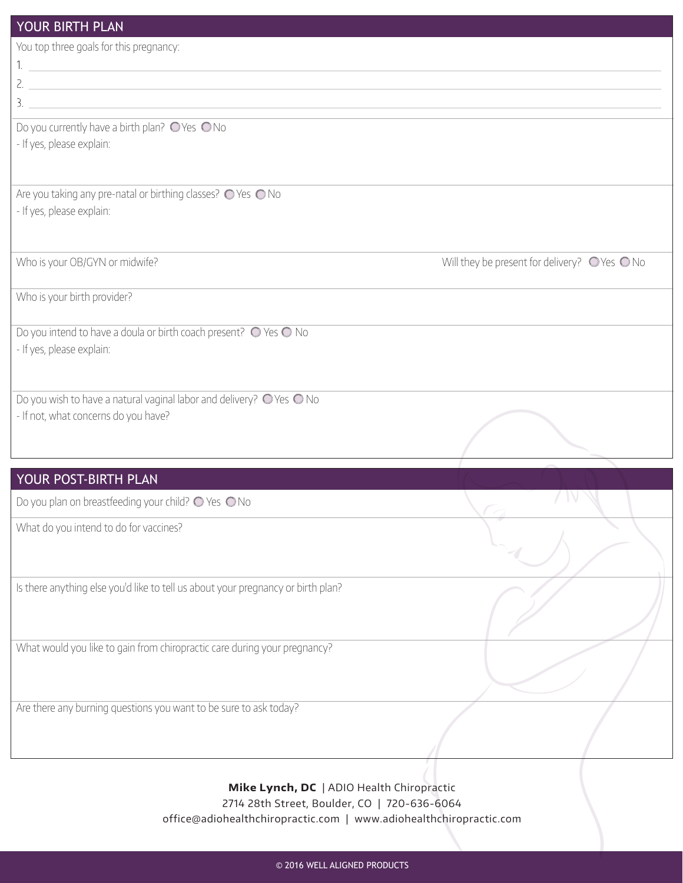## YOUR BIRTH PLAN

You top three goals for this pregnancy:

1. 
2. 
3. 

Do you currently have a birth plan? ○ Yes ○ No

- If yes, please explain:

Are you taking any pre-natal or birthing classes? ○ Yes ○ No

- If yes, please explain:

Who is your OB/GYN or midwife?

Will they be present for delivery? ○ Yes ○ No

Who is your birth provider?

Do you intend to have a doula or birth coach present? ○ Yes ○ No

- If yes, please explain:

Do you wish to have a natural vaginal labor and delivery? ○ Yes ○ No

- If not, what concerns do you have?

## YOUR POST-BIRTH PLAN

Do you plan on breastfeeding your child? ○ Yes ○ No

What do you intend to do for vaccines?

Is there anything else you'd like to tell us about your pregnancy or birth plan?

What would you like to gain from chiropractic care during your pregnancy?

Are there any burning questions you want to be sure to ask today?

**Mike Lynch, DC** | ADIO Health Chiropractic
2714 28th Street, Boulder, CO | 720-636-6064
office@adiohealthchiropractic.com | www.adiohealthchiropractic.com

© 2016 WELL ALIGNED PRODUCTS